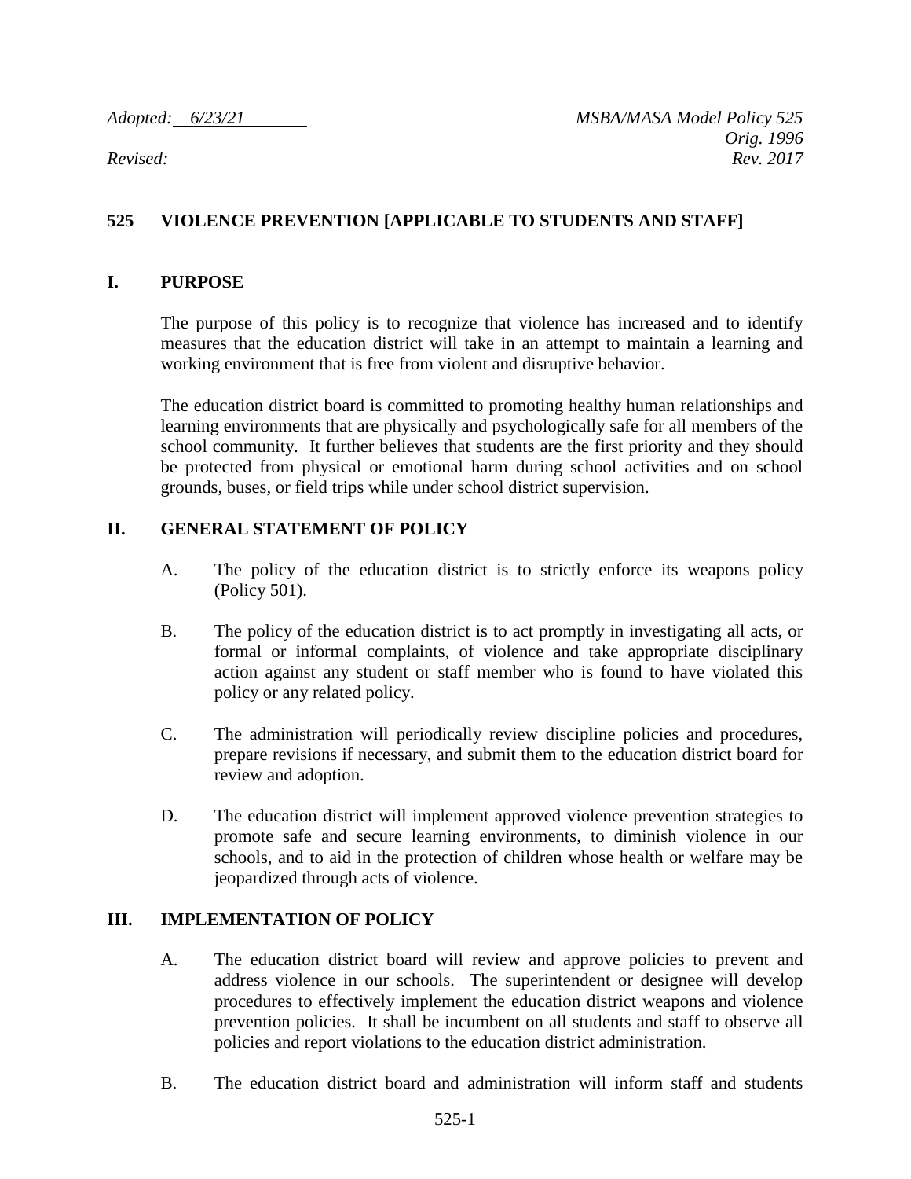*Adopted: 6/23/21* *MSBA/MASA Model Policy 525*
*Orig. 1996*
*Revised:* *Rev. 2017*

## 525 VIOLENCE PREVENTION [APPLICABLE TO STUDENTS AND STAFF]

### I. PURPOSE

The purpose of this policy is to recognize that violence has increased and to identify measures that the education district will take in an attempt to maintain a learning and working environment that is free from violent and disruptive behavior.

The education district board is committed to promoting healthy human relationships and learning environments that are physically and psychologically safe for all members of the school community. It further believes that students are the first priority and they should be protected from physical or emotional harm during school activities and on school grounds, buses, or field trips while under school district supervision.

### II. GENERAL STATEMENT OF POLICY

A. The policy of the education district is to strictly enforce its weapons policy (Policy 501).

B. The policy of the education district is to act promptly in investigating all acts, or formal or informal complaints, of violence and take appropriate disciplinary action against any student or staff member who is found to have violated this policy or any related policy.

C. The administration will periodically review discipline policies and procedures, prepare revisions if necessary, and submit them to the education district board for review and adoption.

D. The education district will implement approved violence prevention strategies to promote safe and secure learning environments, to diminish violence in our schools, and to aid in the protection of children whose health or welfare may be jeopardized through acts of violence.

### III. IMPLEMENTATION OF POLICY

A. The education district board will review and approve policies to prevent and address violence in our schools. The superintendent or designee will develop procedures to effectively implement the education district weapons and violence prevention policies. It shall be incumbent on all students and staff to observe all policies and report violations to the education district administration.

B. The education district board and administration will inform staff and students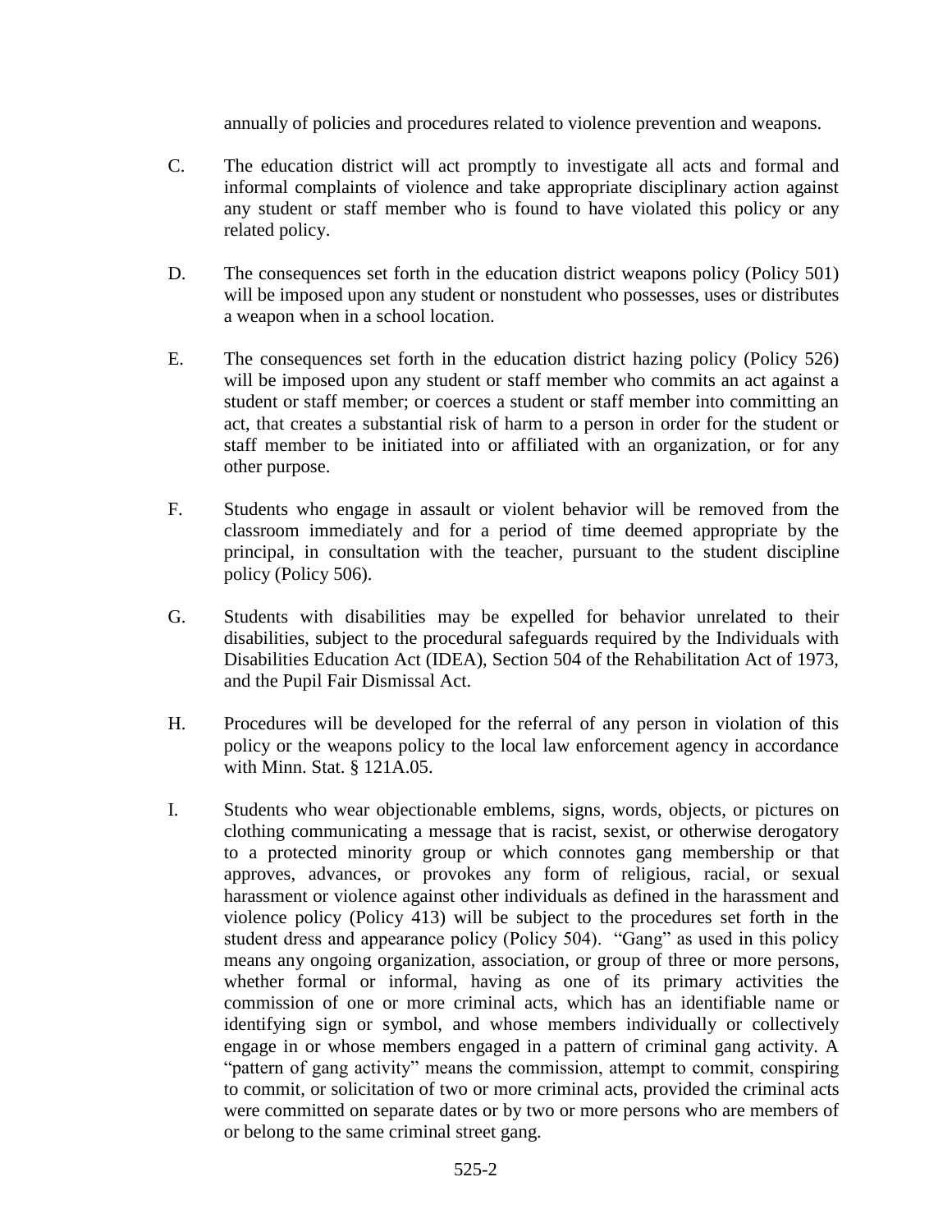annually of policies and procedures related to violence prevention and weapons.

C. The education district will act promptly to investigate all acts and formal and informal complaints of violence and take appropriate disciplinary action against any student or staff member who is found to have violated this policy or any related policy.

D. The consequences set forth in the education district weapons policy (Policy 501) will be imposed upon any student or nonstudent who possesses, uses or distributes a weapon when in a school location.

E. The consequences set forth in the education district hazing policy (Policy 526) will be imposed upon any student or staff member who commits an act against a student or staff member; or coerces a student or staff member into committing an act, that creates a substantial risk of harm to a person in order for the student or staff member to be initiated into or affiliated with an organization, or for any other purpose.

F. Students who engage in assault or violent behavior will be removed from the classroom immediately and for a period of time deemed appropriate by the principal, in consultation with the teacher, pursuant to the student discipline policy (Policy 506).

G. Students with disabilities may be expelled for behavior unrelated to their disabilities, subject to the procedural safeguards required by the Individuals with Disabilities Education Act (IDEA), Section 504 of the Rehabilitation Act of 1973, and the Pupil Fair Dismissal Act.

H. Procedures will be developed for the referral of any person in violation of this policy or the weapons policy to the local law enforcement agency in accordance with Minn. Stat. § 121A.05.

I. Students who wear objectionable emblems, signs, words, objects, or pictures on clothing communicating a message that is racist, sexist, or otherwise derogatory to a protected minority group or which connotes gang membership or that approves, advances, or provokes any form of religious, racial, or sexual harassment or violence against other individuals as defined in the harassment and violence policy (Policy 413) will be subject to the procedures set forth in the student dress and appearance policy (Policy 504). "Gang" as used in this policy means any ongoing organization, association, or group of three or more persons, whether formal or informal, having as one of its primary activities the commission of one or more criminal acts, which has an identifiable name or identifying sign or symbol, and whose members individually or collectively engage in or whose members engaged in a pattern of criminal gang activity. A "pattern of gang activity" means the commission, attempt to commit, conspiring to commit, or solicitation of two or more criminal acts, provided the criminal acts were committed on separate dates or by two or more persons who are members of or belong to the same criminal street gang.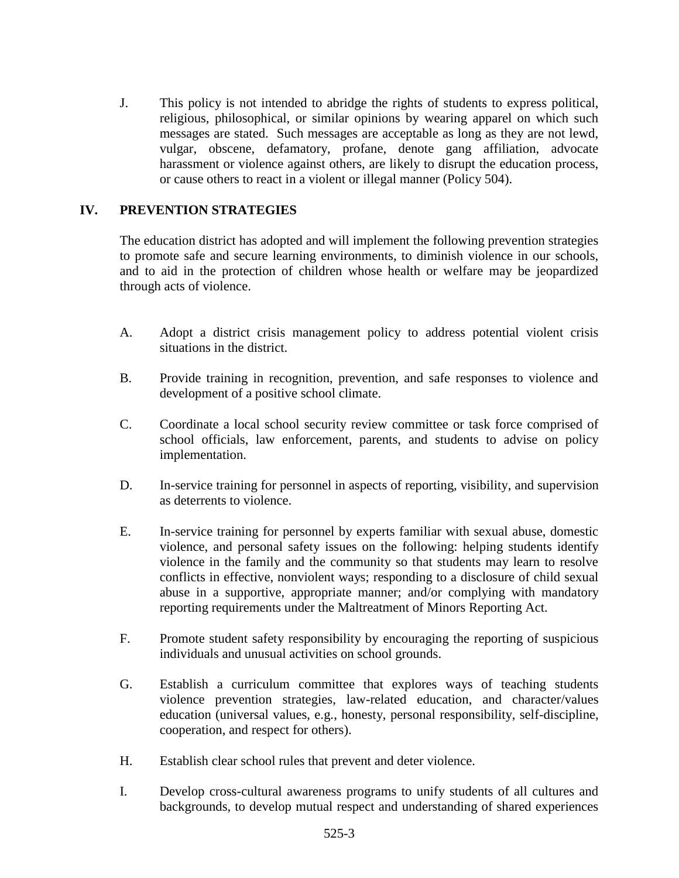J. This policy is not intended to abridge the rights of students to express political, religious, philosophical, or similar opinions by wearing apparel on which such messages are stated. Such messages are acceptable as long as they are not lewd, vulgar, obscene, defamatory, profane, denote gang affiliation, advocate harassment or violence against others, are likely to disrupt the education process, or cause others to react in a violent or illegal manner (Policy 504).

## IV. PREVENTION STRATEGIES

The education district has adopted and will implement the following prevention strategies to promote safe and secure learning environments, to diminish violence in our schools, and to aid in the protection of children whose health or welfare may be jeopardized through acts of violence.

A. Adopt a district crisis management policy to address potential violent crisis situations in the district.

B. Provide training in recognition, prevention, and safe responses to violence and development of a positive school climate.

C. Coordinate a local school security review committee or task force comprised of school officials, law enforcement, parents, and students to advise on policy implementation.

D. In-service training for personnel in aspects of reporting, visibility, and supervision as deterrents to violence.

E. In-service training for personnel by experts familiar with sexual abuse, domestic violence, and personal safety issues on the following: helping students identify violence in the family and the community so that students may learn to resolve conflicts in effective, nonviolent ways; responding to a disclosure of child sexual abuse in a supportive, appropriate manner; and/or complying with mandatory reporting requirements under the Maltreatment of Minors Reporting Act.

F. Promote student safety responsibility by encouraging the reporting of suspicious individuals and unusual activities on school grounds.

G. Establish a curriculum committee that explores ways of teaching students violence prevention strategies, law-related education, and character/values education (universal values, e.g., honesty, personal responsibility, self-discipline, cooperation, and respect for others).

H. Establish clear school rules that prevent and deter violence.

I. Develop cross-cultural awareness programs to unify students of all cultures and backgrounds, to develop mutual respect and understanding of shared experiences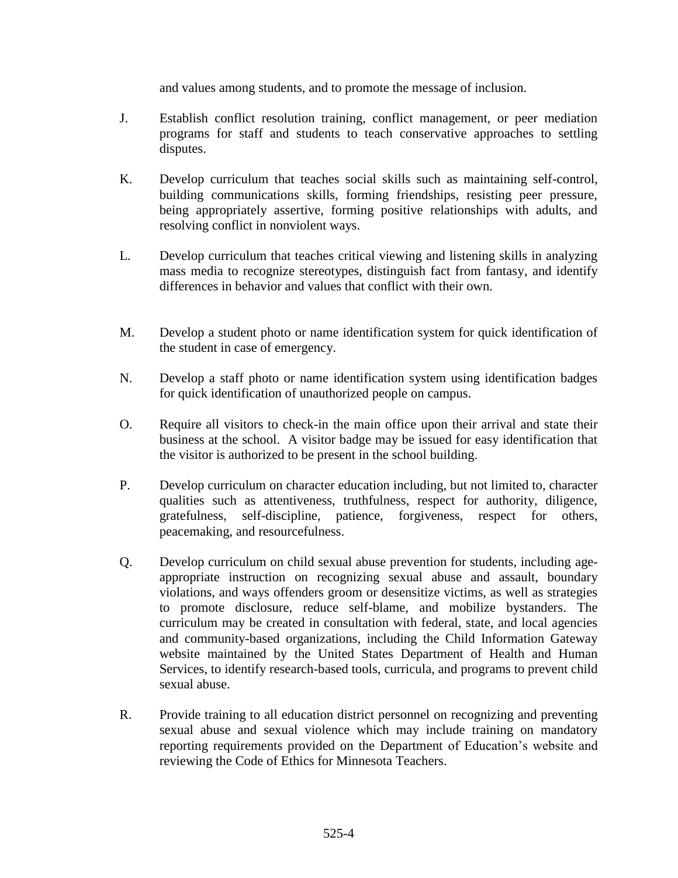and values among students, and to promote the message of inclusion.

J. Establish conflict resolution training, conflict management, or peer mediation programs for staff and students to teach conservative approaches to settling disputes.

K. Develop curriculum that teaches social skills such as maintaining self-control, building communications skills, forming friendships, resisting peer pressure, being appropriately assertive, forming positive relationships with adults, and resolving conflict in nonviolent ways.

L. Develop curriculum that teaches critical viewing and listening skills in analyzing mass media to recognize stereotypes, distinguish fact from fantasy, and identify differences in behavior and values that conflict with their own.

M. Develop a student photo or name identification system for quick identification of the student in case of emergency.

N. Develop a staff photo or name identification system using identification badges for quick identification of unauthorized people on campus.

O. Require all visitors to check-in the main office upon their arrival and state their business at the school. A visitor badge may be issued for easy identification that the visitor is authorized to be present in the school building.

P. Develop curriculum on character education including, but not limited to, character qualities such as attentiveness, truthfulness, respect for authority, diligence, gratefulness, self-discipline, patience, forgiveness, respect for others, peacemaking, and resourcefulness.

Q. Develop curriculum on child sexual abuse prevention for students, including age-appropriate instruction on recognizing sexual abuse and assault, boundary violations, and ways offenders groom or desensitize victims, as well as strategies to promote disclosure, reduce self-blame, and mobilize bystanders. The curriculum may be created in consultation with federal, state, and local agencies and community-based organizations, including the Child Information Gateway website maintained by the United States Department of Health and Human Services, to identify research-based tools, curricula, and programs to prevent child sexual abuse.

R. Provide training to all education district personnel on recognizing and preventing sexual abuse and sexual violence which may include training on mandatory reporting requirements provided on the Department of Education's website and reviewing the Code of Ethics for Minnesota Teachers.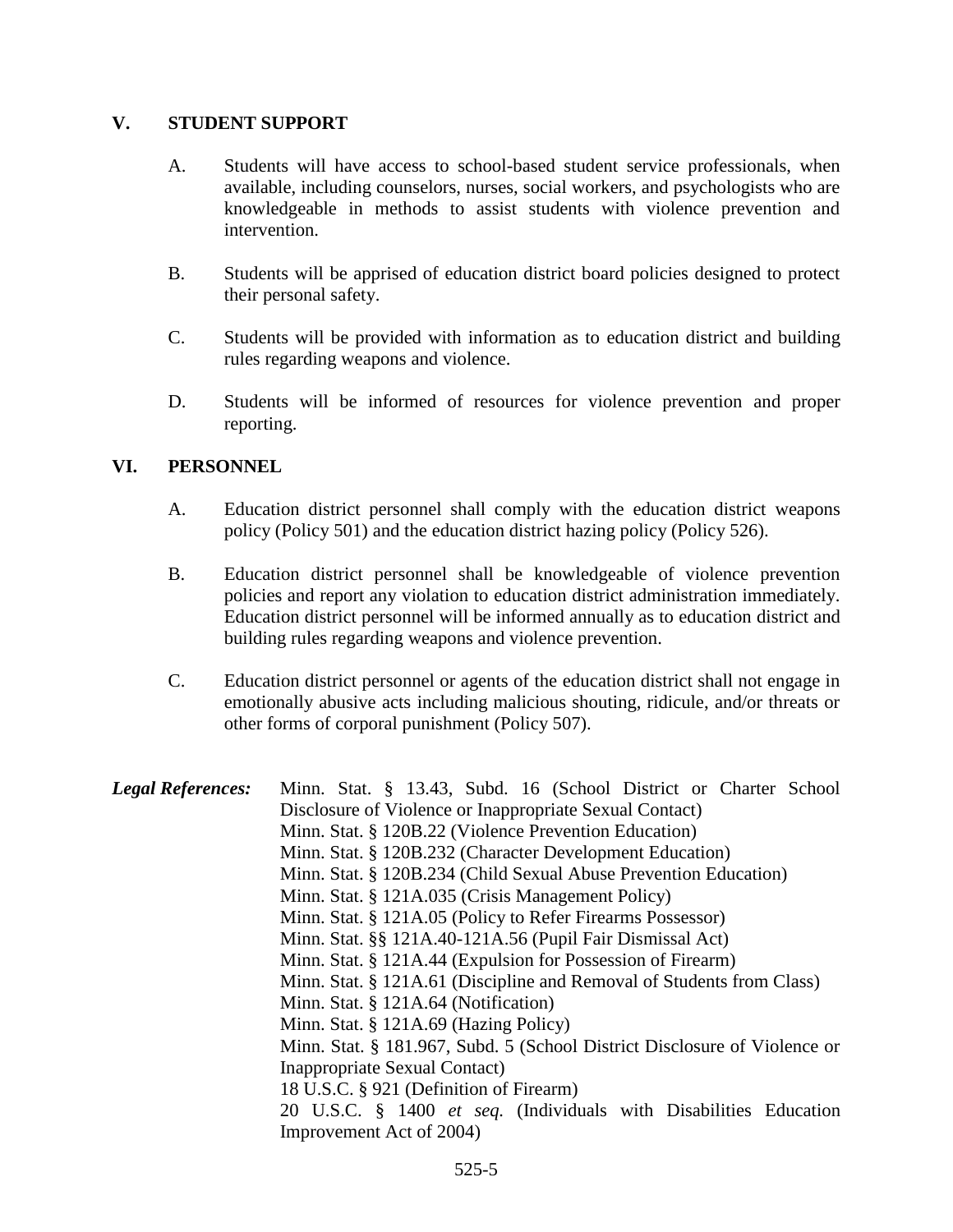## V. STUDENT SUPPORT

A. Students will have access to school-based student service professionals, when available, including counselors, nurses, social workers, and psychologists who are knowledgeable in methods to assist students with violence prevention and intervention.

B. Students will be apprised of education district board policies designed to protect their personal safety.

C. Students will be provided with information as to education district and building rules regarding weapons and violence.

D. Students will be informed of resources for violence prevention and proper reporting.

## VI. PERSONNEL

A. Education district personnel shall comply with the education district weapons policy (Policy 501) and the education district hazing policy (Policy 526).

B. Education district personnel shall be knowledgeable of violence prevention policies and report any violation to education district administration immediately. Education district personnel will be informed annually as to education district and building rules regarding weapons and violence prevention.

C. Education district personnel or agents of the education district shall not engage in emotionally abusive acts including malicious shouting, ridicule, and/or threats or other forms of corporal punishment (Policy 507).

***Legal References:***

Minn. Stat. § 13.43, Subd. 16 (School District or Charter School Disclosure of Violence or Inappropriate Sexual Contact)
Minn. Stat. § 120B.22 (Violence Prevention Education)
Minn. Stat. § 120B.232 (Character Development Education)
Minn. Stat. § 120B.234 (Child Sexual Abuse Prevention Education)
Minn. Stat. § 121A.035 (Crisis Management Policy)
Minn. Stat. § 121A.05 (Policy to Refer Firearms Possessor)
Minn. Stat. §§ 121A.40-121A.56 (Pupil Fair Dismissal Act)
Minn. Stat. § 121A.44 (Expulsion for Possession of Firearm)
Minn. Stat. § 121A.61 (Discipline and Removal of Students from Class)
Minn. Stat. § 121A.64 (Notification)
Minn. Stat. § 121A.69 (Hazing Policy)
Minn. Stat. § 181.967, Subd. 5 (School District Disclosure of Violence or Inappropriate Sexual Contact)
18 U.S.C. § 921 (Definition of Firearm)
20 U.S.C. § 1400 *et seq.* (Individuals with Disabilities Education Improvement Act of 2004)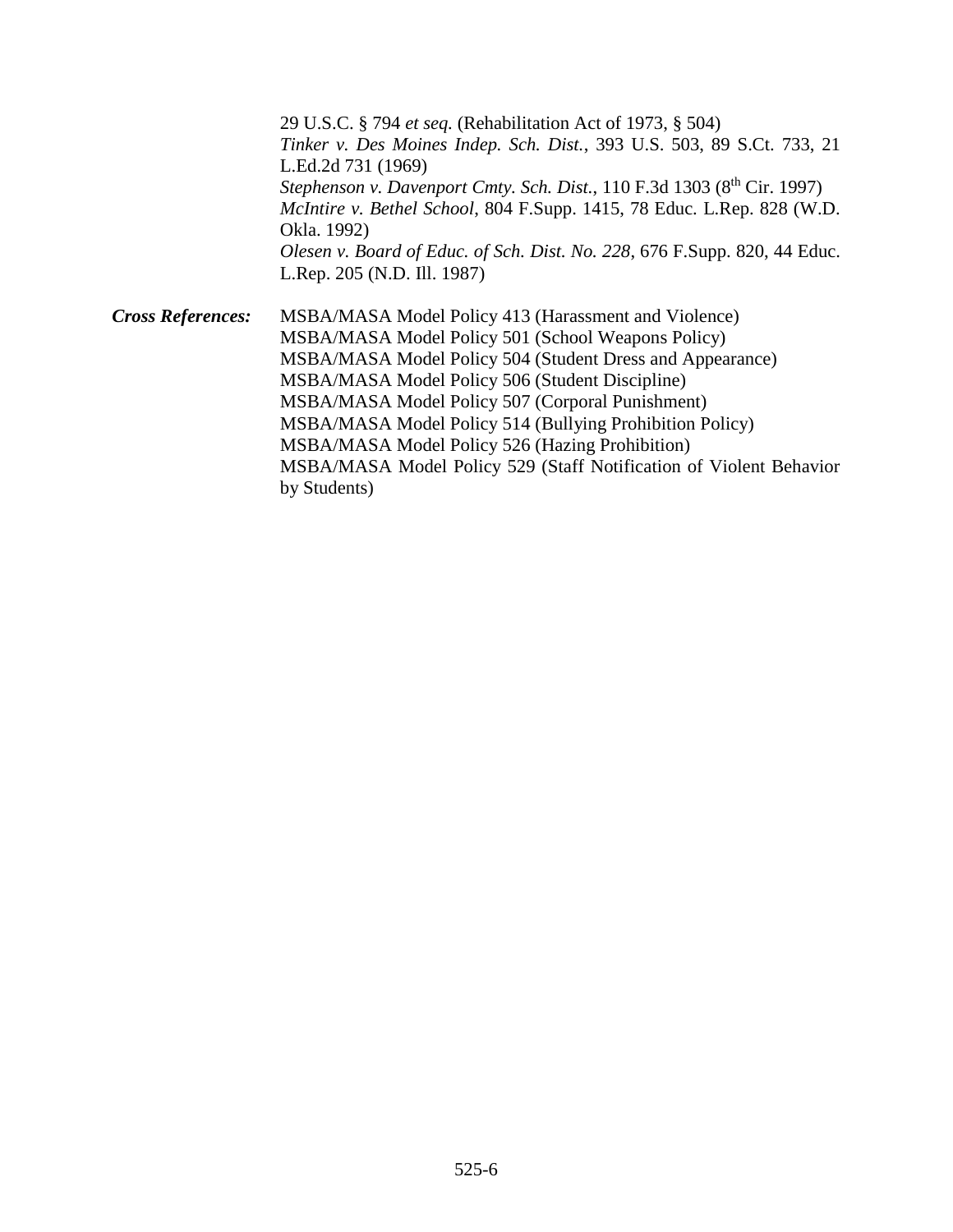29 U.S.C. § 794 *et seq.* (Rehabilitation Act of 1973, § 504)
*Tinker v. Des Moines Indep. Sch. Dist.*, 393 U.S. 503, 89 S.Ct. 733, 21 L.Ed.2d 731 (1969)
*Stephenson v. Davenport Cmty. Sch. Dist.*, 110 F.3d 1303 (8th Cir. 1997)
*McIntire v. Bethel School*, 804 F.Supp. 1415, 78 Educ. L.Rep. 828 (W.D. Okla. 1992)
*Olesen v. Board of Educ. of Sch. Dist. No. 228*, 676 F.Supp. 820, 44 Educ. L.Rep. 205 (N.D. Ill. 1987)

***Cross References:*** MSBA/MASA Model Policy 413 (Harassment and Violence)
MSBA/MASA Model Policy 501 (School Weapons Policy)
MSBA/MASA Model Policy 504 (Student Dress and Appearance)
MSBA/MASA Model Policy 506 (Student Discipline)
MSBA/MASA Model Policy 507 (Corporal Punishment)
MSBA/MASA Model Policy 514 (Bullying Prohibition Policy)
MSBA/MASA Model Policy 526 (Hazing Prohibition)
MSBA/MASA Model Policy 529 (Staff Notification of Violent Behavior by Students)